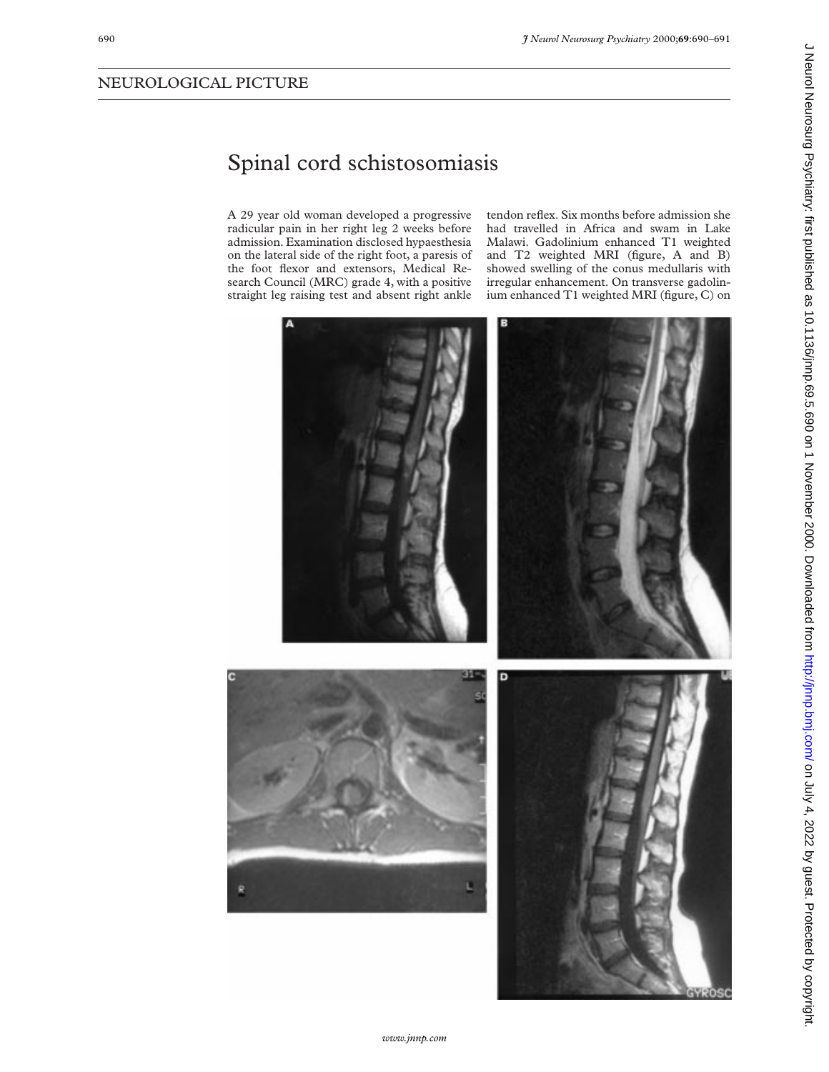NEUROLOGICAL PICTURE

# Spinal cord schistosomiasis

A 29 year old woman developed a progressive radicular pain in her right leg 2 weeks before admission. Examination disclosed hypaesthesia on the lateral side of the right foot, a paresis of the foot flexor and extensors, Medical Research Council (MRC) grade 4, with a positive straight leg raising test and absent right ankle tendon reflex. Six months before admission she had travelled in Africa and swam in Lake Malawi. Gadolinium enhanced T1 weighted and T2 weighted MRI (figure, A and B) showed swelling of the conus medullaris with irregular enhancement. On transverse gadolinium enhanced T1 weighted MRI (figure, C) on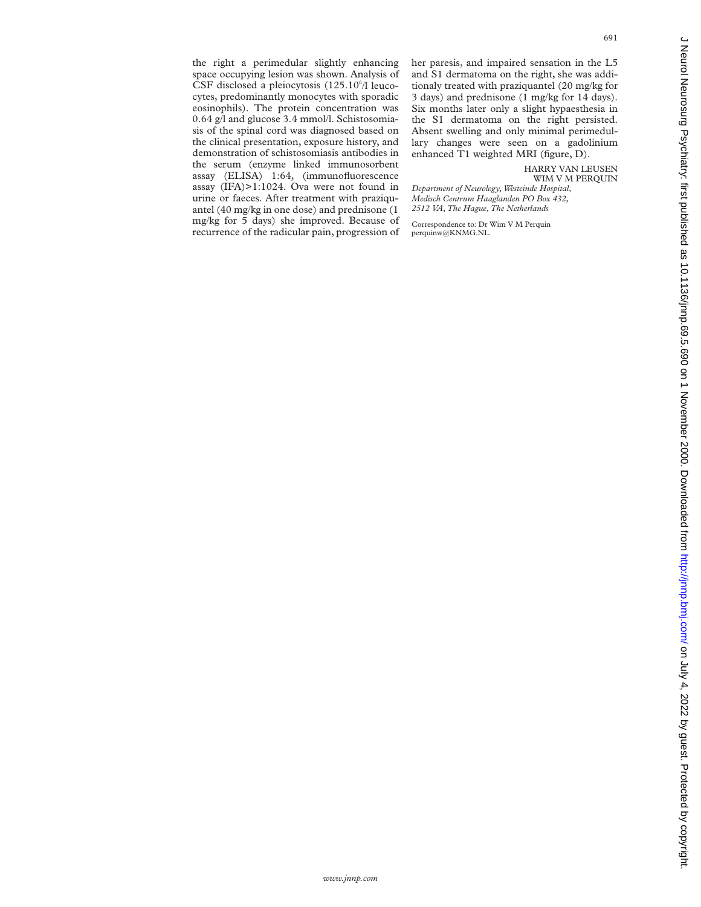the right a perimedular slightly enhancing space occupying lesion was shown. Analysis of CSF disclosed a pleiocytosis ($125.10^6$/l leucocytes, predominantly monocytes with sporadic eosinophils). The protein concentration was 0.64 g/l and glucose 3.4 mmol/l. Schistosomiasis of the spinal cord was diagnosed based on the clinical presentation, exposure history, and demonstration of schistosomiasis antibodies in the serum (enzyme linked immunosorbent assay (ELISA) 1:64, (immunofluorescence assay (IFA)>1:1024. Ova were not found in urine or faeces. After treatment with praziquantel (40 mg/kg in one dose) and prednisone (1 mg/kg for 5 days) she improved. Because of recurrence of the radicular pain, progression of her paresis, and impaired sensation in the L5 and S1 dermatoma on the right, she was additionaly treated with praziquantel (20 mg/kg for 3 days) and prednisone (1 mg/kg for 14 days). Six months later only a slight hypaesthesia in the S1 dermatoma on the right persisted. Absent swelling and only minimal perimedullary changes were seen on a gadolinium enhanced T1 weighted MRI (figure, D).

HARRY VAN LEUSEN
WIM V M PERQUIN

*Department of Neurology, Westeinde Hospital, Medisch Centrum Haaglanden PO Box 432, 2512 VA, The Hague, The Netherlands*

Correspondence to: Dr Wim V M Perquin perquinw@KNMG.NL